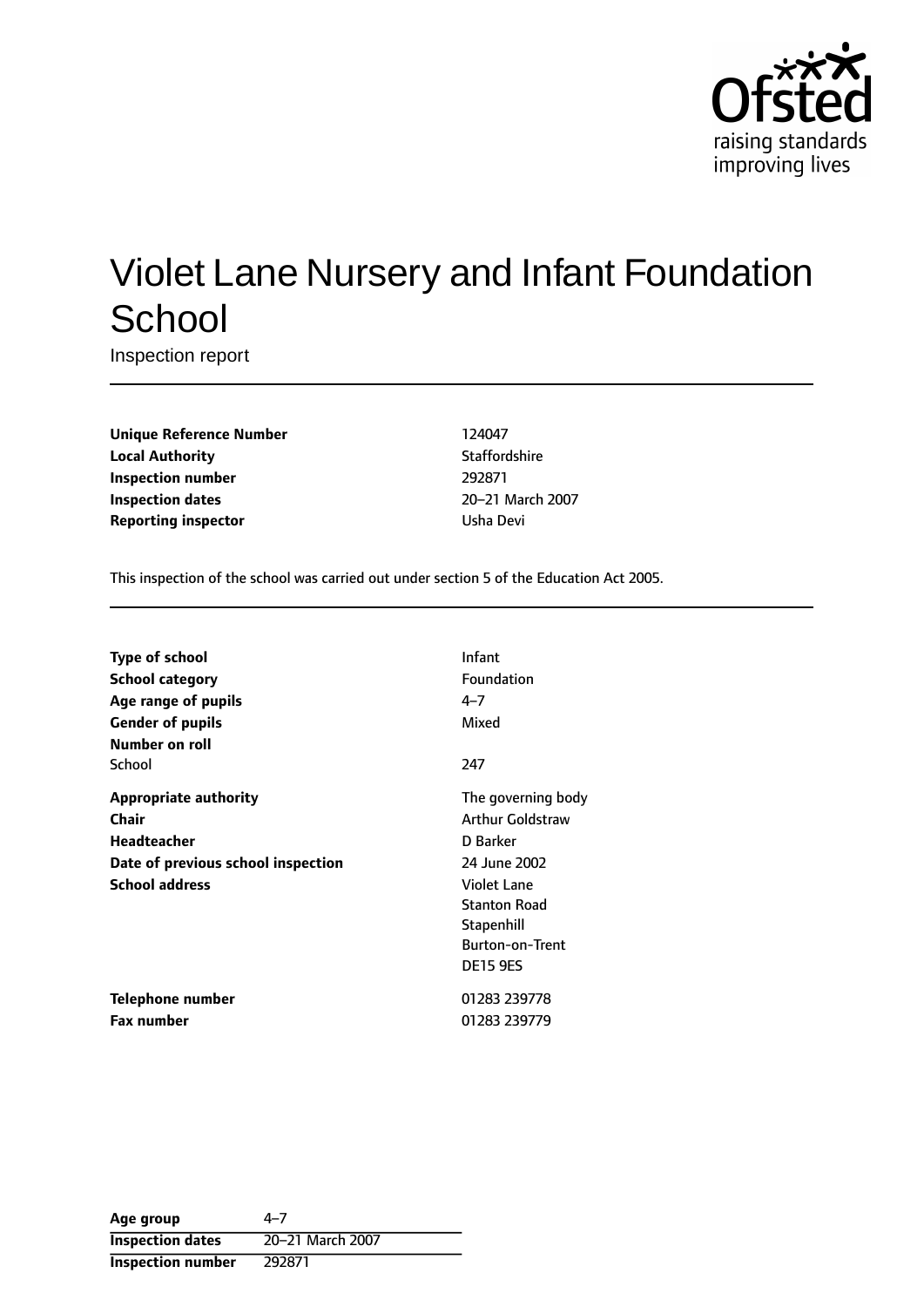Ofsted
raising standards
improving lives

# Violet Lane Nursery and Infant Foundation School

Inspection report

| | |
|---|---|
| **Unique Reference Number** | 124047 |
| **Local Authority** | Staffordshire |
| **Inspection number** | 292871 |
| **Inspection dates** | 20–21 March 2007 |
| **Reporting inspector** | Usha Devi |

This inspection of the school was carried out under section 5 of the Education Act 2005.

| | |
|---|---|
| **Type of school** | Infant |
| **School category** | Foundation |
| **Age range of pupils** | 4–7 |
| **Gender of pupils** | Mixed |
| **Number on roll** | |
| School | 247 |
| **Appropriate authority** | The governing body |
| **Chair** | Arthur Goldstraw |
| **Headteacher** | D Barker |
| **Date of previous school inspection** | 24 June 2002 |
| **School address** | Violet Lane<br>Stanton Road<br>Stapenhill<br>Burton-on-Trent<br>DE15 9ES |
| **Telephone number** | 01283 239778 |
| **Fax number** | 01283 239779 |

| | |
|---|---|
| **Age group** | 4–7 |
| **Inspection dates** | 20–21 March 2007 |
| **Inspection number** | 292871 |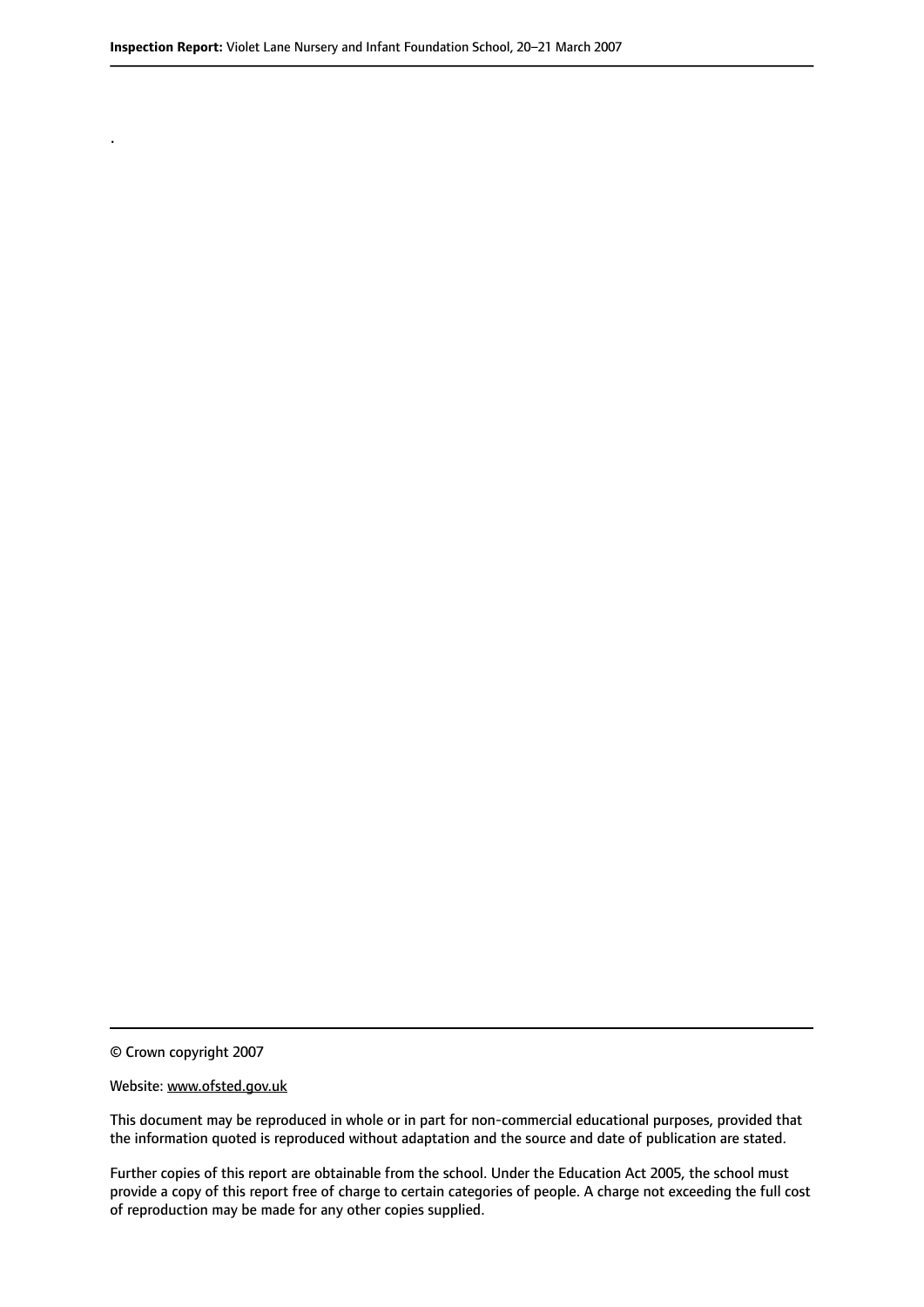.

© Crown copyright 2007

Website: www.ofsted.gov.uk

This document may be reproduced in whole or in part for non-commercial educational purposes, provided that the information quoted is reproduced without adaptation and the source and date of publication are stated.

Further copies of this report are obtainable from the school. Under the Education Act 2005, the school must provide a copy of this report free of charge to certain categories of people. A charge not exceeding the full cost of reproduction may be made for any other copies supplied.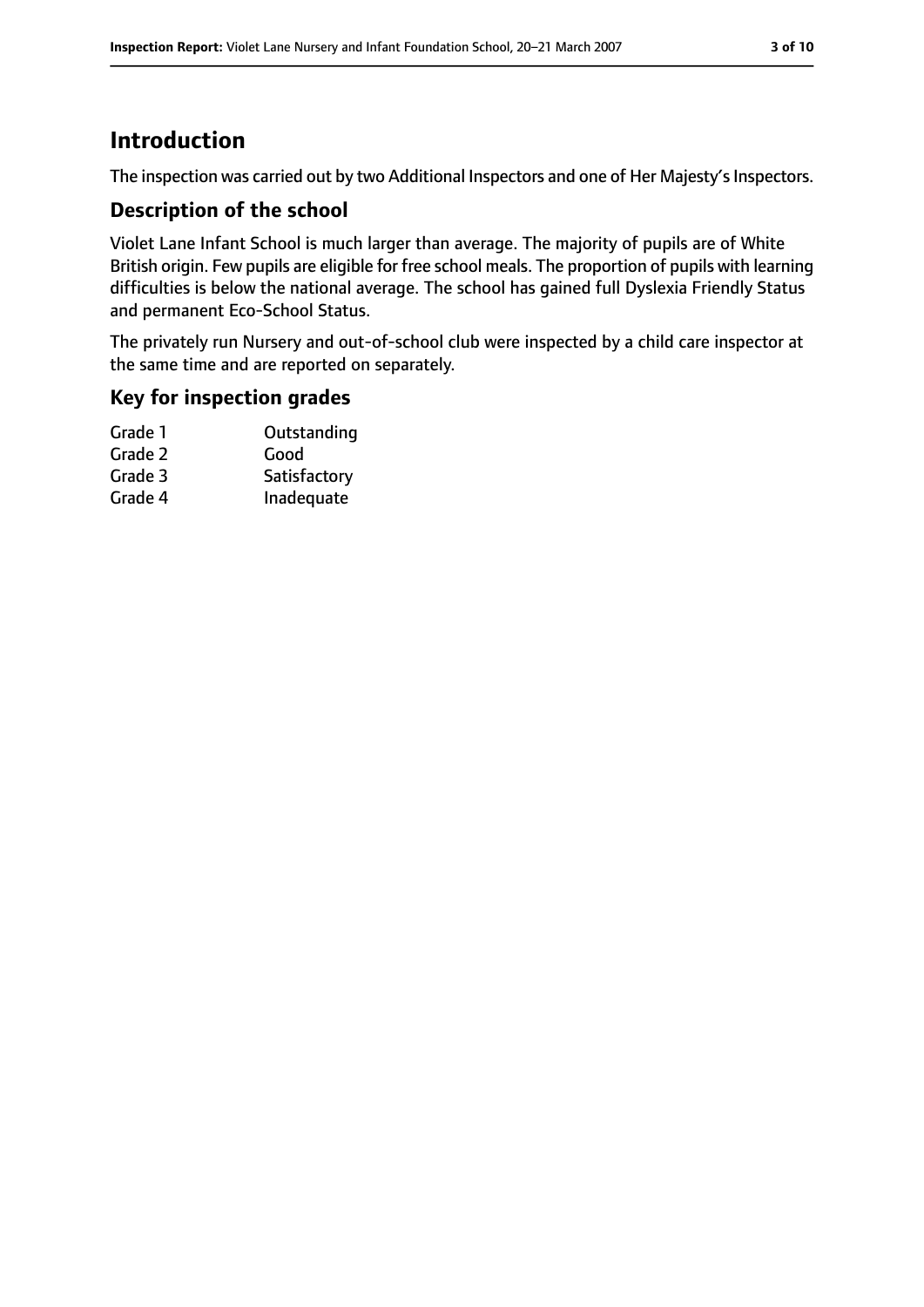# Introduction

The inspection was carried out by two Additional Inspectors and one of Her Majesty's Inspectors.

## Description of the school

Violet Lane Infant School is much larger than average. The majority of pupils are of White British origin. Few pupils are eligible for free school meals. The proportion of pupils with learning difficulties is below the national average. The school has gained full Dyslexia Friendly Status and permanent Eco-School Status.

The privately run Nursery and out-of-school club were inspected by a child care inspector at the same time and are reported on separately.

## Key for inspection grades

| | |
|---|---|
| Grade 1 | Outstanding |
| Grade 2 | Good |
| Grade 3 | Satisfactory |
| Grade 4 | Inadequate |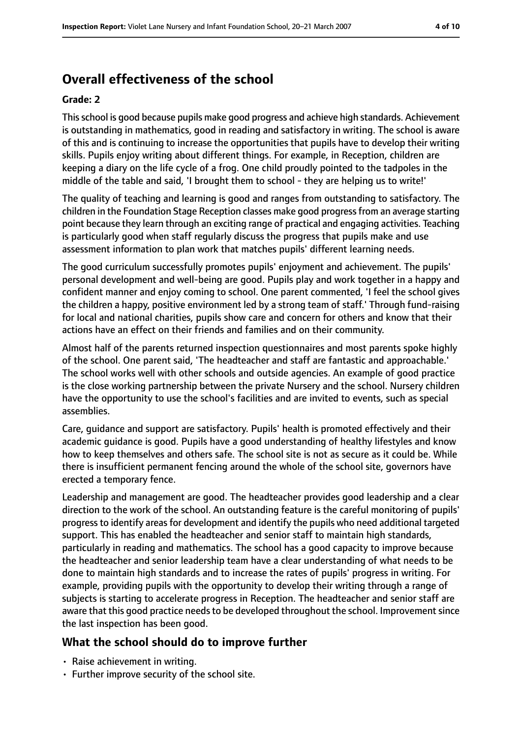## Overall effectiveness of the school

### Grade: 2

This school is good because pupils make good progress and achieve high standards. Achievement is outstanding in mathematics, good in reading and satisfactory in writing. The school is aware of this and is continuing to increase the opportunities that pupils have to develop their writing skills. Pupils enjoy writing about different things. For example, in Reception, children are keeping a diary on the life cycle of a frog. One child proudly pointed to the tadpoles in the middle of the table and said, 'I brought them to school - they are helping us to write!'

The quality of teaching and learning is good and ranges from outstanding to satisfactory. The children in the Foundation Stage Reception classes make good progress from an average starting point because they learn through an exciting range of practical and engaging activities. Teaching is particularly good when staff regularly discuss the progress that pupils make and use assessment information to plan work that matches pupils' different learning needs.

The good curriculum successfully promotes pupils' enjoyment and achievement. The pupils' personal development and well-being are good. Pupils play and work together in a happy and confident manner and enjoy coming to school. One parent commented, 'I feel the school gives the children a happy, positive environment led by a strong team of staff.' Through fund-raising for local and national charities, pupils show care and concern for others and know that their actions have an effect on their friends and families and on their community.

Almost half of the parents returned inspection questionnaires and most parents spoke highly of the school. One parent said, 'The headteacher and staff are fantastic and approachable.' The school works well with other schools and outside agencies. An example of good practice is the close working partnership between the private Nursery and the school. Nursery children have the opportunity to use the school's facilities and are invited to events, such as special assemblies.

Care, guidance and support are satisfactory. Pupils' health is promoted effectively and their academic guidance is good. Pupils have a good understanding of healthy lifestyles and know how to keep themselves and others safe. The school site is not as secure as it could be. While there is insufficient permanent fencing around the whole of the school site, governors have erected a temporary fence.

Leadership and management are good. The headteacher provides good leadership and a clear direction to the work of the school. An outstanding feature is the careful monitoring of pupils' progress to identify areas for development and identify the pupils who need additional targeted support. This has enabled the headteacher and senior staff to maintain high standards, particularly in reading and mathematics. The school has a good capacity to improve because the headteacher and senior leadership team have a clear understanding of what needs to be done to maintain high standards and to increase the rates of pupils' progress in writing. For example, providing pupils with the opportunity to develop their writing through a range of subjects is starting to accelerate progress in Reception. The headteacher and senior staff are aware that this good practice needs to be developed throughout the school. Improvement since the last inspection has been good.

### What the school should do to improve further

- Raise achievement in writing.
- Further improve security of the school site.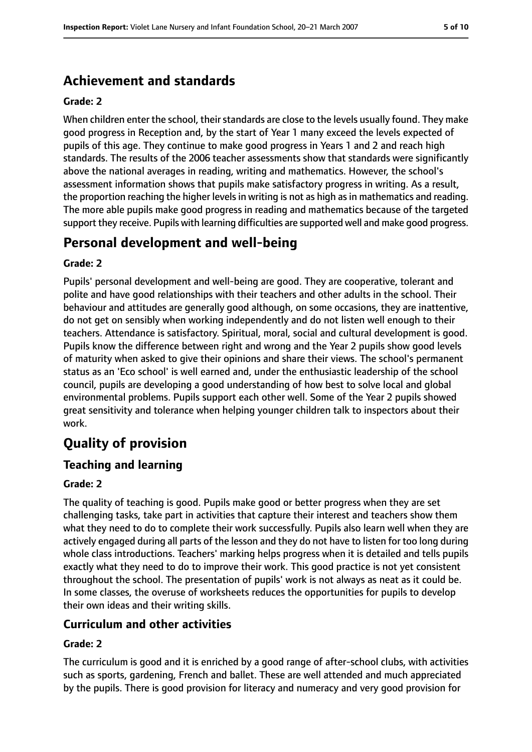## Achievement and standards

### Grade: 2

When children enter the school, their standards are close to the levels usually found. They make good progress in Reception and, by the start of Year 1 many exceed the levels expected of pupils of this age. They continue to make good progress in Years 1 and 2 and reach high standards. The results of the 2006 teacher assessments show that standards were significantly above the national averages in reading, writing and mathematics. However, the school's assessment information shows that pupils make satisfactory progress in writing. As a result, the proportion reaching the higher levels in writing is not as high as in mathematics and reading. The more able pupils make good progress in reading and mathematics because of the targeted support they receive. Pupils with learning difficulties are supported well and make good progress.

## Personal development and well-being

### Grade: 2

Pupils' personal development and well-being are good. They are cooperative, tolerant and polite and have good relationships with their teachers and other adults in the school. Their behaviour and attitudes are generally good although, on some occasions, they are inattentive, do not get on sensibly when working independently and do not listen well enough to their teachers. Attendance is satisfactory. Spiritual, moral, social and cultural development is good. Pupils know the difference between right and wrong and the Year 2 pupils show good levels of maturity when asked to give their opinions and share their views. The school's permanent status as an 'Eco school' is well earned and, under the enthusiastic leadership of the school council, pupils are developing a good understanding of how best to solve local and global environmental problems. Pupils support each other well. Some of the Year 2 pupils showed great sensitivity and tolerance when helping younger children talk to inspectors about their work.

## Quality of provision

### Teaching and learning

#### Grade: 2

The quality of teaching is good. Pupils make good or better progress when they are set challenging tasks, take part in activities that capture their interest and teachers show them what they need to do to complete their work successfully. Pupils also learn well when they are actively engaged during all parts of the lesson and they do not have to listen for too long during whole class introductions. Teachers' marking helps progress when it is detailed and tells pupils exactly what they need to do to improve their work. This good practice is not yet consistent throughout the school. The presentation of pupils' work is not always as neat as it could be. In some classes, the overuse of worksheets reduces the opportunities for pupils to develop their own ideas and their writing skills.

### Curriculum and other activities

#### Grade: 2

The curriculum is good and it is enriched by a good range of after-school clubs, with activities such as sports, gardening, French and ballet. These are well attended and much appreciated by the pupils. There is good provision for literacy and numeracy and very good provision for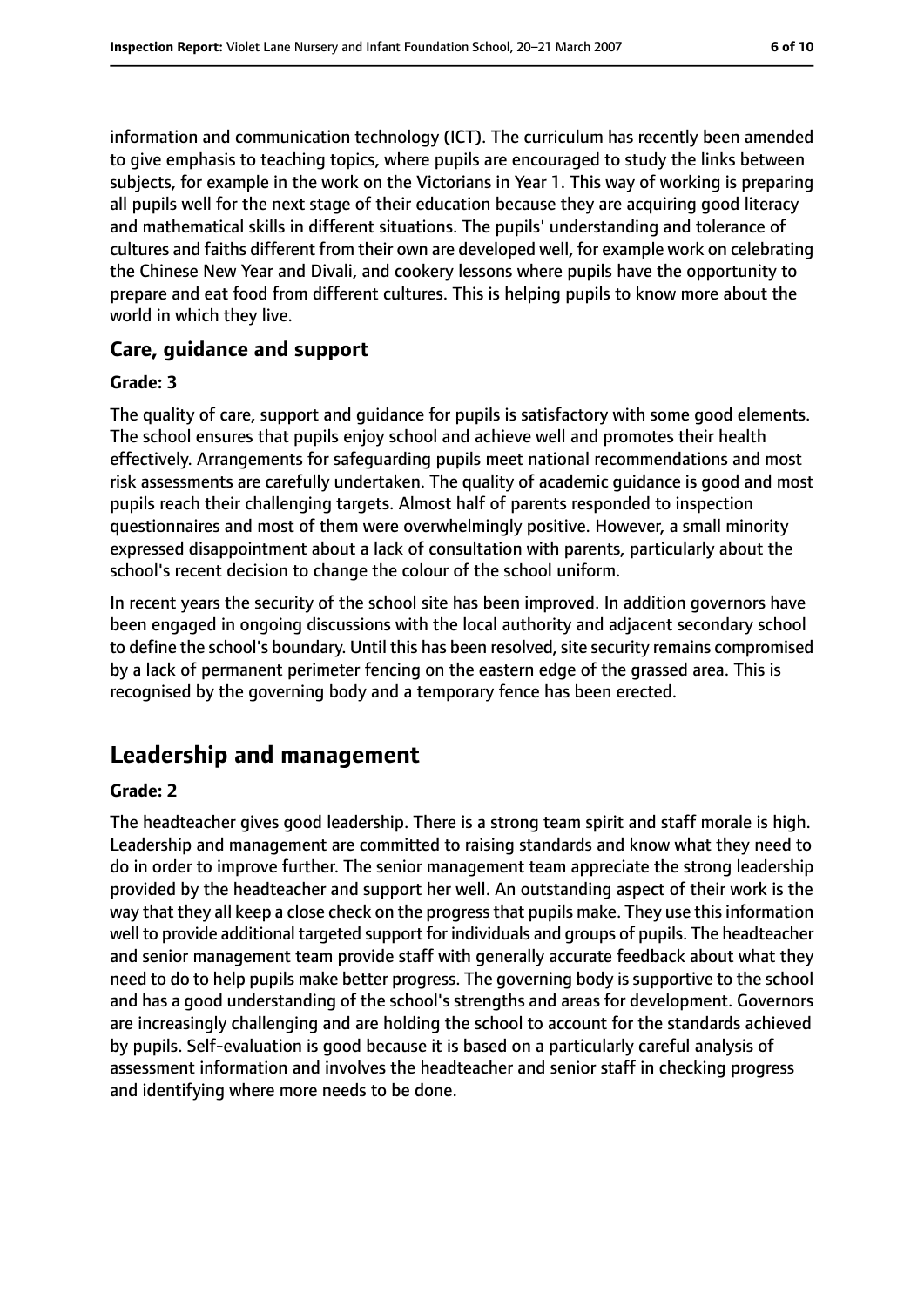information and communication technology (ICT). The curriculum has recently been amended to give emphasis to teaching topics, where pupils are encouraged to study the links between subjects, for example in the work on the Victorians in Year 1. This way of working is preparing all pupils well for the next stage of their education because they are acquiring good literacy and mathematical skills in different situations. The pupils' understanding and tolerance of cultures and faiths different from their own are developed well, for example work on celebrating the Chinese New Year and Divali, and cookery lessons where pupils have the opportunity to prepare and eat food from different cultures. This is helping pupils to know more about the world in which they live.

### Care, guidance and support

**Grade: 3**

The quality of care, support and guidance for pupils is satisfactory with some good elements. The school ensures that pupils enjoy school and achieve well and promotes their health effectively. Arrangements for safeguarding pupils meet national recommendations and most risk assessments are carefully undertaken. The quality of academic guidance is good and most pupils reach their challenging targets. Almost half of parents responded to inspection questionnaires and most of them were overwhelmingly positive. However, a small minority expressed disappointment about a lack of consultation with parents, particularly about the school's recent decision to change the colour of the school uniform.

In recent years the security of the school site has been improved. In addition governors have been engaged in ongoing discussions with the local authority and adjacent secondary school to define the school's boundary. Until this has been resolved, site security remains compromised by a lack of permanent perimeter fencing on the eastern edge of the grassed area. This is recognised by the governing body and a temporary fence has been erected.

## Leadership and management

**Grade: 2**

The headteacher gives good leadership. There is a strong team spirit and staff morale is high. Leadership and management are committed to raising standards and know what they need to do in order to improve further. The senior management team appreciate the strong leadership provided by the headteacher and support her well. An outstanding aspect of their work is the way that they all keep a close check on the progress that pupils make. They use this information well to provide additional targeted support for individuals and groups of pupils. The headteacher and senior management team provide staff with generally accurate feedback about what they need to do to help pupils make better progress. The governing body is supportive to the school and has a good understanding of the school's strengths and areas for development. Governors are increasingly challenging and are holding the school to account for the standards achieved by pupils. Self-evaluation is good because it is based on a particularly careful analysis of assessment information and involves the headteacher and senior staff in checking progress and identifying where more needs to be done.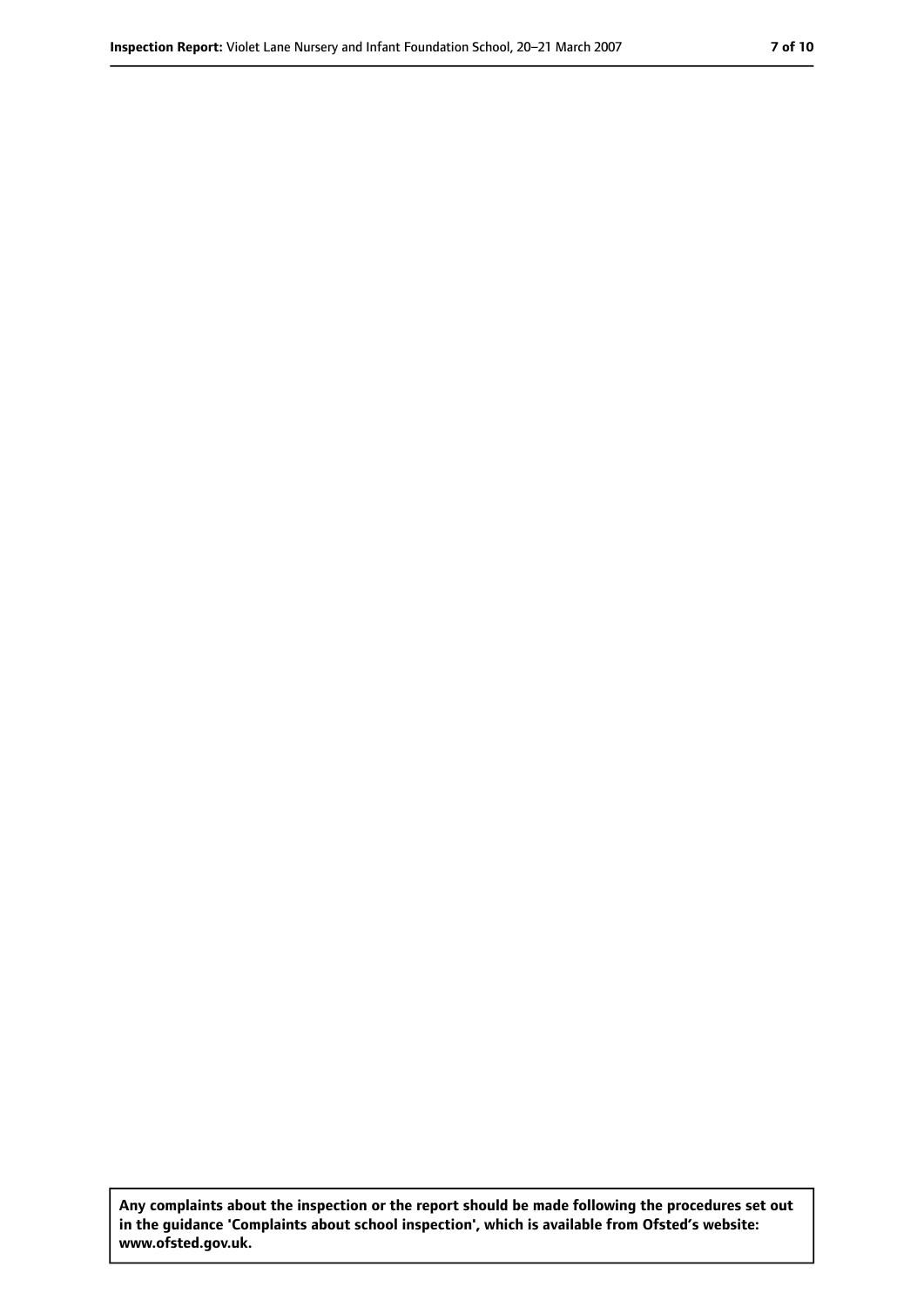**Any complaints about the inspection or the report should be made following the procedures set out in the guidance 'Complaints about school inspection', which is available from Ofsted's website: www.ofsted.gov.uk.**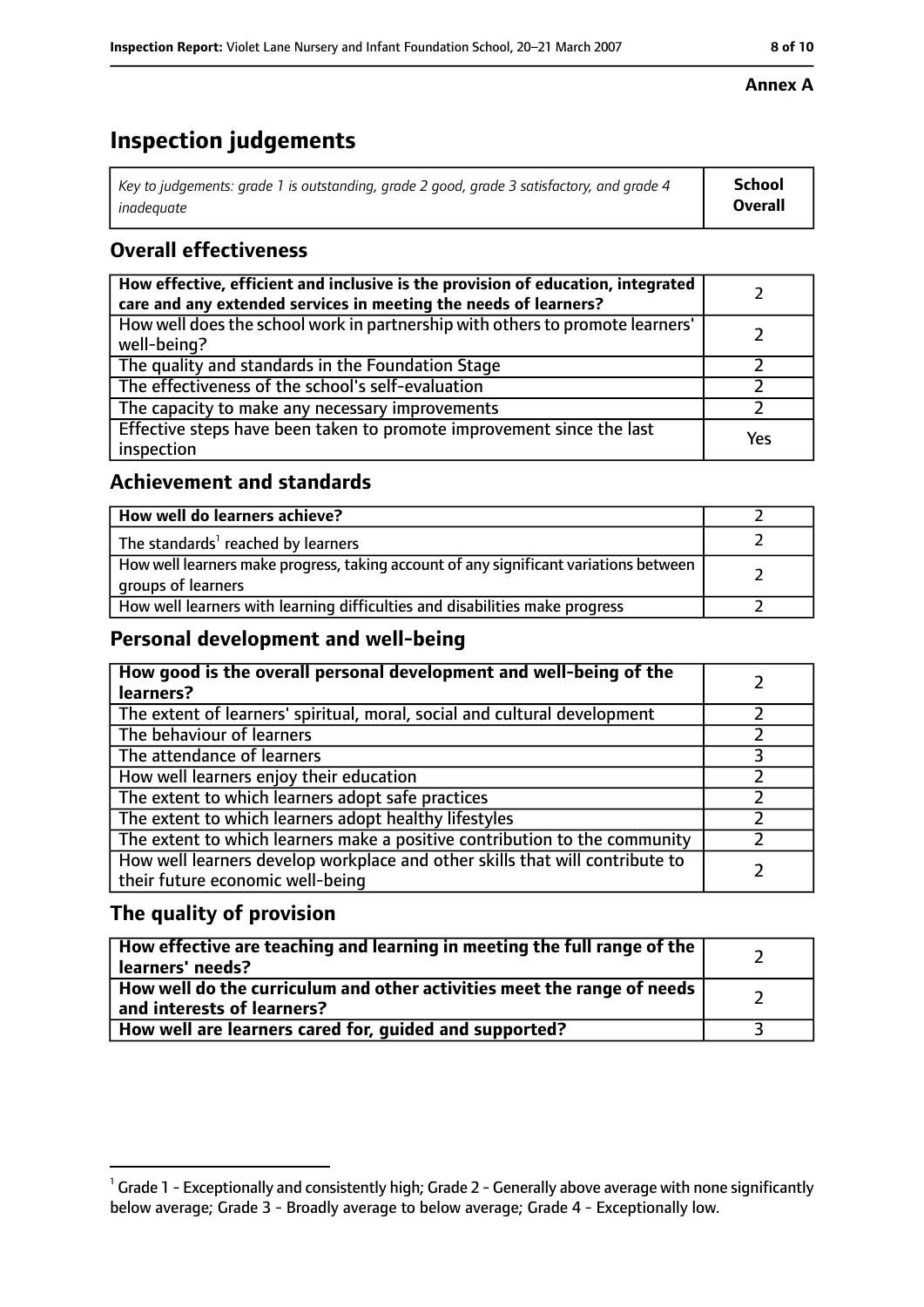**Annex A**

# Inspection judgements

| *Key to judgements: grade 1 is outstanding, grade 2 good, grade 3 satisfactory, and grade 4 inadequate* | **School Overall** |
|---|---|

## Overall effectiveness

| | |
|---|---|
| **How effective, efficient and inclusive is the provision of education, integrated care and any extended services in meeting the needs of learners?** | 2 |
| How well does the school work in partnership with others to promote learners' well-being? | 2 |
| The quality and standards in the Foundation Stage | 2 |
| The effectiveness of the school's self-evaluation | 2 |
| The capacity to make any necessary improvements | 2 |
| Effective steps have been taken to promote improvement since the last inspection | Yes |

## Achievement and standards

| | |
|---|---|
| **How well do learners achieve?** | 2 |
| The standards[1] reached by learners | 2 |
| How well learners make progress, taking account of any significant variations between groups of learners | 2 |
| How well learners with learning difficulties and disabilities make progress | 2 |

## Personal development and well-being

| | |
|---|---|
| **How good is the overall personal development and well-being of the learners?** | 2 |
| The extent of learners' spiritual, moral, social and cultural development | 2 |
| The behaviour of learners | 2 |
| The attendance of learners | 3 |
| How well learners enjoy their education | 2 |
| The extent to which learners adopt safe practices | 2 |
| The extent to which learners adopt healthy lifestyles | 2 |
| The extent to which learners make a positive contribution to the community | 2 |
| How well learners develop workplace and other skills that will contribute to their future economic well-being | 2 |

## The quality of provision

| | |
|---|---|
| **How effective are teaching and learning in meeting the full range of the learners' needs?** | 2 |
| **How well do the curriculum and other activities meet the range of needs and interests of learners?** | 2 |
| **How well are learners cared for, guided and supported?** | 3 |

[1] Grade 1 - Exceptionally and consistently high; Grade 2 - Generally above average with none significantly below average; Grade 3 - Broadly average to below average; Grade 4 - Exceptionally low.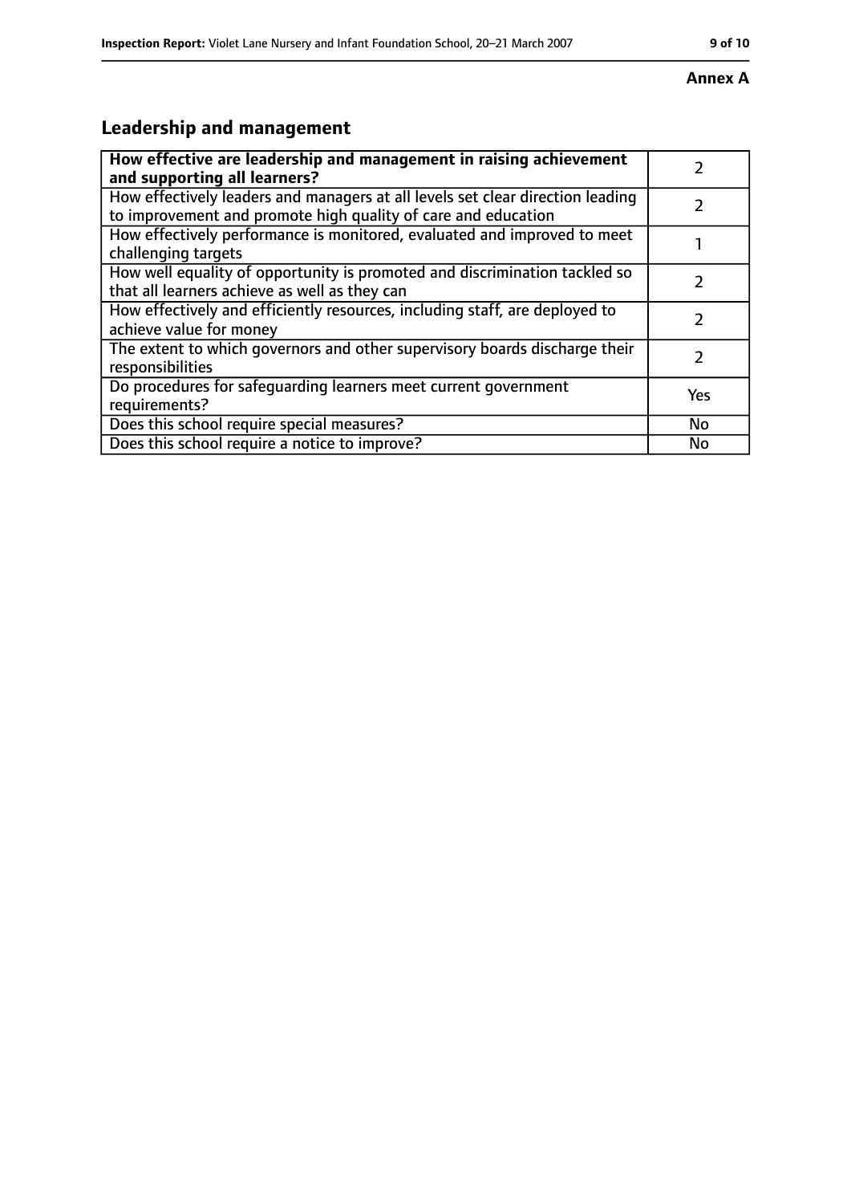**Annex A**

## Leadership and management

| **How effective are leadership and management in raising achievement and supporting all learners?** | 2 |
|---|---|
| How effectively leaders and managers at all levels set clear direction leading to improvement and promote high quality of care and education | 2 |
| How effectively performance is monitored, evaluated and improved to meet challenging targets | 1 |
| How well equality of opportunity is promoted and discrimination tackled so that all learners achieve as well as they can | 2 |
| How effectively and efficiently resources, including staff, are deployed to achieve value for money | 2 |
| The extent to which governors and other supervisory boards discharge their responsibilities | 2 |
| Do procedures for safeguarding learners meet current government requirements? | Yes |
| Does this school require special measures? | No |
| Does this school require a notice to improve? | No |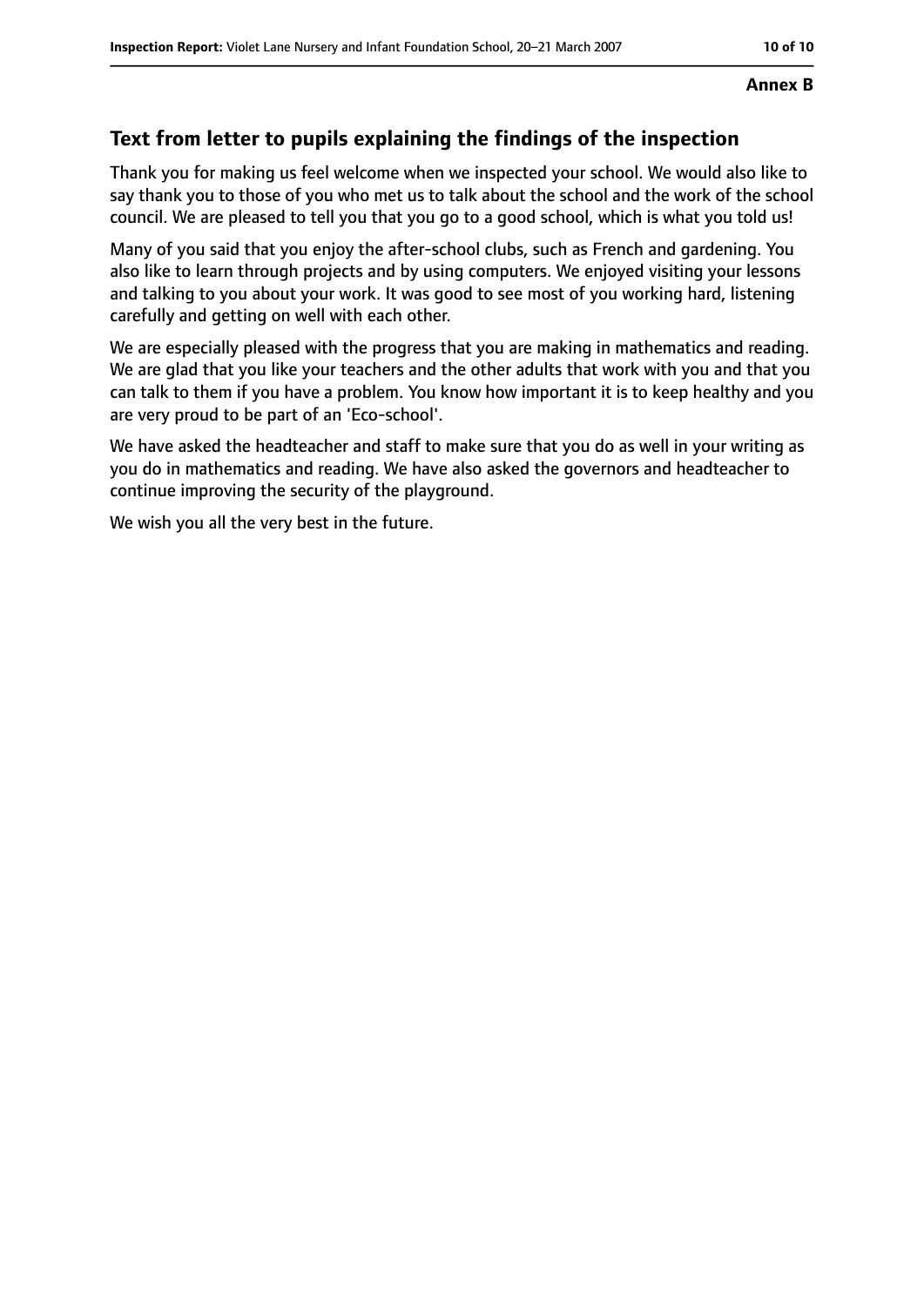**Annex B**

## Text from letter to pupils explaining the findings of the inspection

Thank you for making us feel welcome when we inspected your school. We would also like to say thank you to those of you who met us to talk about the school and the work of the school council. We are pleased to tell you that you go to a good school, which is what you told us!

Many of you said that you enjoy the after-school clubs, such as French and gardening. You also like to learn through projects and by using computers. We enjoyed visiting your lessons and talking to you about your work. It was good to see most of you working hard, listening carefully and getting on well with each other.

We are especially pleased with the progress that you are making in mathematics and reading. We are glad that you like your teachers and the other adults that work with you and that you can talk to them if you have a problem. You know how important it is to keep healthy and you are very proud to be part of an 'Eco-school'.

We have asked the headteacher and staff to make sure that you do as well in your writing as you do in mathematics and reading. We have also asked the governors and headteacher to continue improving the security of the playground.

We wish you all the very best in the future.